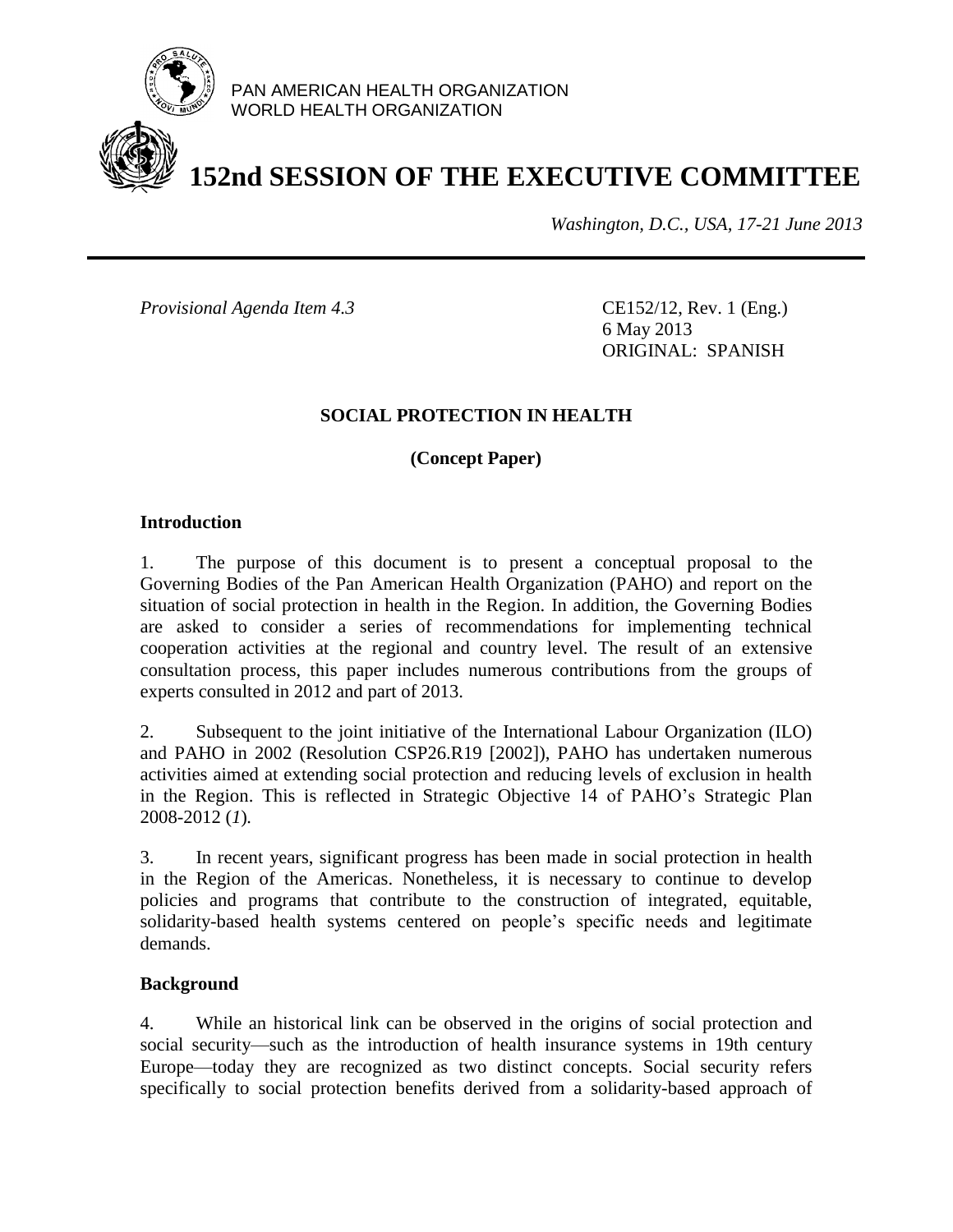PAN AMERICAN HEALTH ORGANIZATION
WORLD HEALTH ORGANIZATION

# 152nd SESSION OF THE EXECUTIVE COMMITTEE

*Washington, D.C., USA, 17-21 June 2013*

*Provisional Agenda Item 4.3*

CE152/12, Rev. 1 (Eng.)
6 May 2013
ORIGINAL: SPANISH

## SOCIAL PROTECTION IN HEALTH

**(Concept Paper)**

### Introduction

1. The purpose of this document is to present a conceptual proposal to the Governing Bodies of the Pan American Health Organization (PAHO) and report on the situation of social protection in health in the Region. In addition, the Governing Bodies are asked to consider a series of recommendations for implementing technical cooperation activities at the regional and country level. The result of an extensive consultation process, this paper includes numerous contributions from the groups of experts consulted in 2012 and part of 2013.

2. Subsequent to the joint initiative of the International Labour Organization (ILO) and PAHO in 2002 (Resolution CSP26.R19 [2002]), PAHO has undertaken numerous activities aimed at extending social protection and reducing levels of exclusion in health in the Region. This is reflected in Strategic Objective 14 of PAHO's Strategic Plan 2008-2012 (*1*).

3. In recent years, significant progress has been made in social protection in health in the Region of the Americas. Nonetheless, it is necessary to continue to develop policies and programs that contribute to the construction of integrated, equitable, solidarity-based health systems centered on people's specific needs and legitimate demands.

### Background

4. While an historical link can be observed in the origins of social protection and social security—such as the introduction of health insurance systems in 19th century Europe—today they are recognized as two distinct concepts. Social security refers specifically to social protection benefits derived from a solidarity-based approach of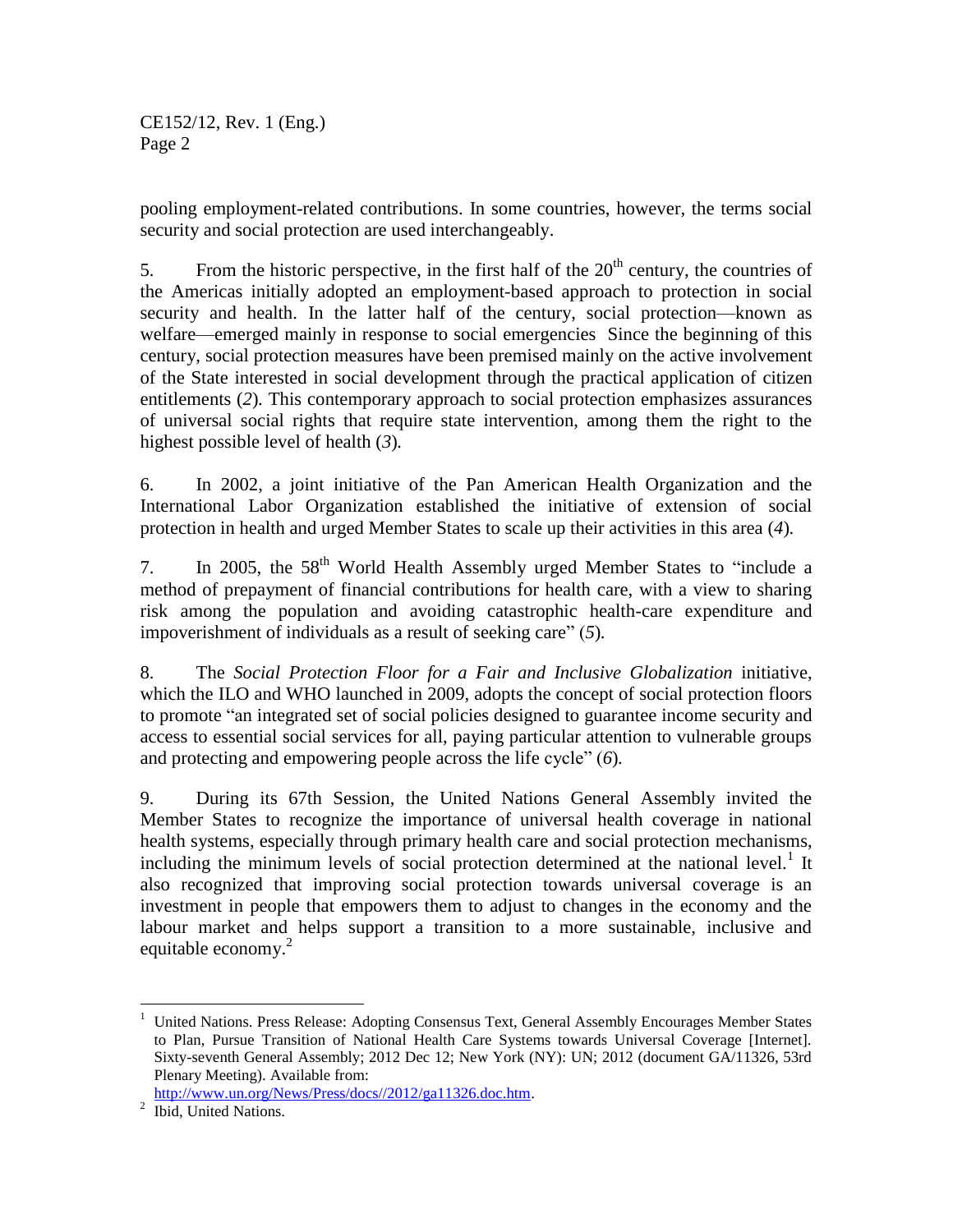pooling employment-related contributions. In some countries, however, the terms social security and social protection are used interchangeably.

5. From the historic perspective, in the first half of the 20th century, the countries of the Americas initially adopted an employment-based approach to protection in social security and health. In the latter half of the century, social protection—known as welfare—emerged mainly in response to social emergencies Since the beginning of this century, social protection measures have been premised mainly on the active involvement of the State interested in social development through the practical application of citizen entitlements (*2*). This contemporary approach to social protection emphasizes assurances of universal social rights that require state intervention, among them the right to the highest possible level of health (*3*).

6. In 2002, a joint initiative of the Pan American Health Organization and the International Labor Organization established the initiative of extension of social protection in health and urged Member States to scale up their activities in this area (*4*).

7. In 2005, the 58th World Health Assembly urged Member States to "include a method of prepayment of financial contributions for health care, with a view to sharing risk among the population and avoiding catastrophic health-care expenditure and impoverishment of individuals as a result of seeking care" (*5*).

8. The *Social Protection Floor for a Fair and Inclusive Globalization* initiative, which the ILO and WHO launched in 2009, adopts the concept of social protection floors to promote "an integrated set of social policies designed to guarantee income security and access to essential social services for all, paying particular attention to vulnerable groups and protecting and empowering people across the life cycle" (*6*).

9. During its 67th Session, the United Nations General Assembly invited the Member States to recognize the importance of universal health coverage in national health systems, especially through primary health care and social protection mechanisms, including the minimum levels of social protection determined at the national level.[1] It also recognized that improving social protection towards universal coverage is an investment in people that empowers them to adjust to changes in the economy and the labour market and helps support a transition to a more sustainable, inclusive and equitable economy.[2]

---

[1] United Nations. Press Release: Adopting Consensus Text, General Assembly Encourages Member States to Plan, Pursue Transition of National Health Care Systems towards Universal Coverage [Internet]. Sixty-seventh General Assembly; 2012 Dec 12; New York (NY): UN; 2012 (document GA/11326, 53rd Plenary Meeting). Available from: http://www.un.org/News/Press/docs//2012/ga11326.doc.htm.

[2] Ibid, United Nations.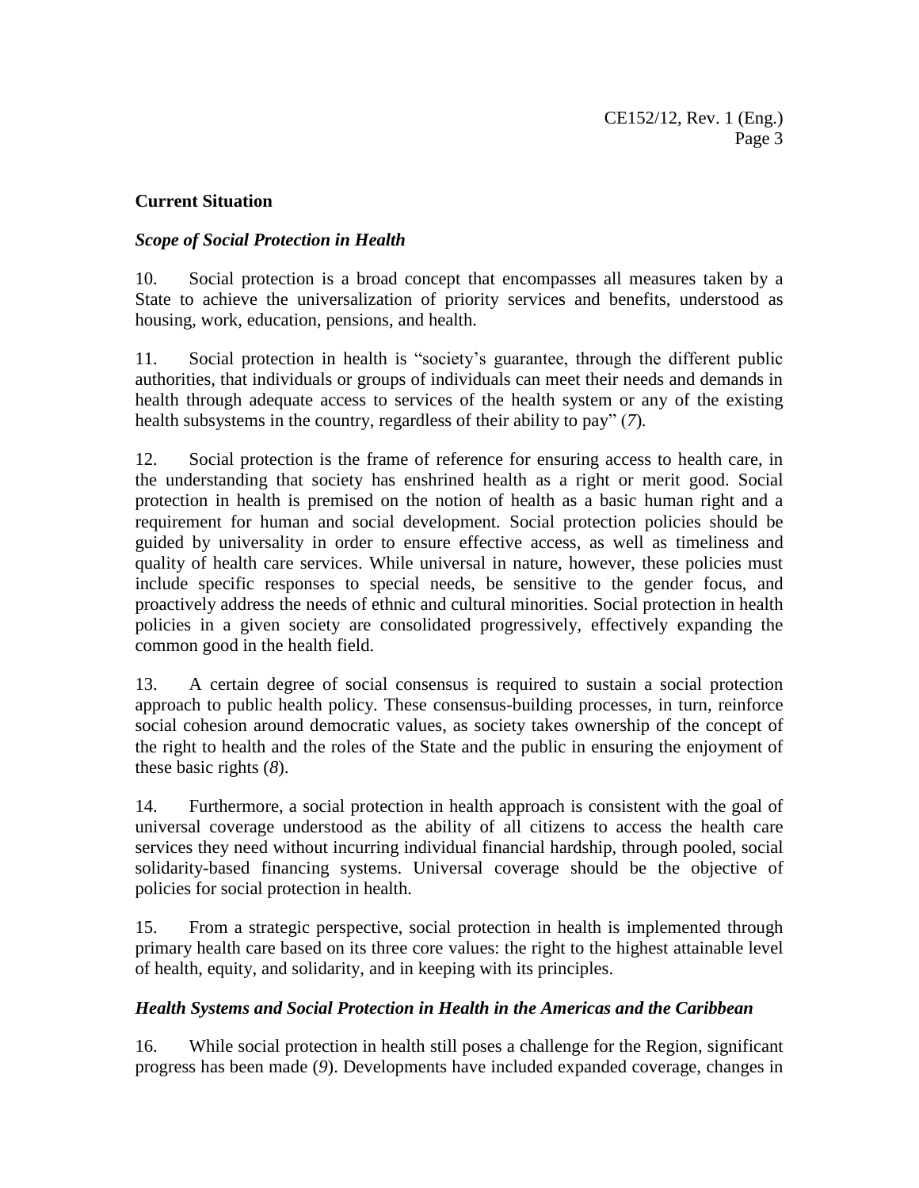## Current Situation

### *Scope of Social Protection in Health*

10. Social protection is a broad concept that encompasses all measures taken by a State to achieve the universalization of priority services and benefits, understood as housing, work, education, pensions, and health.

11. Social protection in health is "society's guarantee, through the different public authorities, that individuals or groups of individuals can meet their needs and demands in health through adequate access to services of the health system or any of the existing health subsystems in the country, regardless of their ability to pay" (*7*).

12. Social protection is the frame of reference for ensuring access to health care, in the understanding that society has enshrined health as a right or merit good. Social protection in health is premised on the notion of health as a basic human right and a requirement for human and social development. Social protection policies should be guided by universality in order to ensure effective access, as well as timeliness and quality of health care services. While universal in nature, however, these policies must include specific responses to special needs, be sensitive to the gender focus, and proactively address the needs of ethnic and cultural minorities. Social protection in health policies in a given society are consolidated progressively, effectively expanding the common good in the health field.

13. A certain degree of social consensus is required to sustain a social protection approach to public health policy. These consensus-building processes, in turn, reinforce social cohesion around democratic values, as society takes ownership of the concept of the right to health and the roles of the State and the public in ensuring the enjoyment of these basic rights (*8*).

14. Furthermore, a social protection in health approach is consistent with the goal of universal coverage understood as the ability of all citizens to access the health care services they need without incurring individual financial hardship, through pooled, social solidarity-based financing systems. Universal coverage should be the objective of policies for social protection in health.

15. From a strategic perspective, social protection in health is implemented through primary health care based on its three core values: the right to the highest attainable level of health, equity, and solidarity, and in keeping with its principles.

### *Health Systems and Social Protection in Health in the Americas and the Caribbean*

16. While social protection in health still poses a challenge for the Region, significant progress has been made (*9*). Developments have included expanded coverage, changes in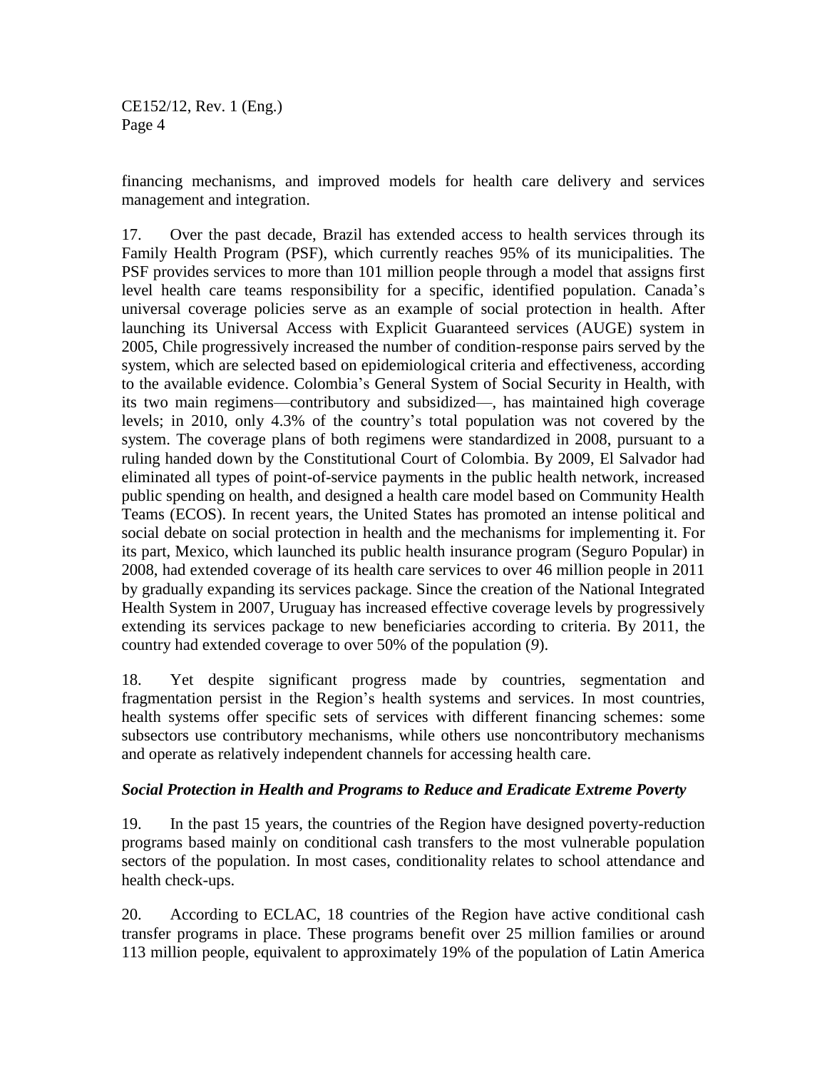financing mechanisms, and improved models for health care delivery and services management and integration.

17. Over the past decade, Brazil has extended access to health services through its Family Health Program (PSF), which currently reaches 95% of its municipalities. The PSF provides services to more than 101 million people through a model that assigns first level health care teams responsibility for a specific, identified population. Canada's universal coverage policies serve as an example of social protection in health. After launching its Universal Access with Explicit Guaranteed services (AUGE) system in 2005, Chile progressively increased the number of condition-response pairs served by the system, which are selected based on epidemiological criteria and effectiveness, according to the available evidence. Colombia's General System of Social Security in Health, with its two main regimens—contributory and subsidized—, has maintained high coverage levels; in 2010, only 4.3% of the country's total population was not covered by the system. The coverage plans of both regimens were standardized in 2008, pursuant to a ruling handed down by the Constitutional Court of Colombia. By 2009, El Salvador had eliminated all types of point-of-service payments in the public health network, increased public spending on health, and designed a health care model based on Community Health Teams (ECOS). In recent years, the United States has promoted an intense political and social debate on social protection in health and the mechanisms for implementing it. For its part, Mexico, which launched its public health insurance program (Seguro Popular) in 2008, had extended coverage of its health care services to over 46 million people in 2011 by gradually expanding its services package. Since the creation of the National Integrated Health System in 2007, Uruguay has increased effective coverage levels by progressively extending its services package to new beneficiaries according to criteria. By 2011, the country had extended coverage to over 50% of the population (*9*).

18. Yet despite significant progress made by countries, segmentation and fragmentation persist in the Region's health systems and services. In most countries, health systems offer specific sets of services with different financing schemes: some subsectors use contributory mechanisms, while others use noncontributory mechanisms and operate as relatively independent channels for accessing health care.

### *Social Protection in Health and Programs to Reduce and Eradicate Extreme Poverty*

19. In the past 15 years, the countries of the Region have designed poverty-reduction programs based mainly on conditional cash transfers to the most vulnerable population sectors of the population. In most cases, conditionality relates to school attendance and health check-ups.

20. According to ECLAC, 18 countries of the Region have active conditional cash transfer programs in place. These programs benefit over 25 million families or around 113 million people, equivalent to approximately 19% of the population of Latin America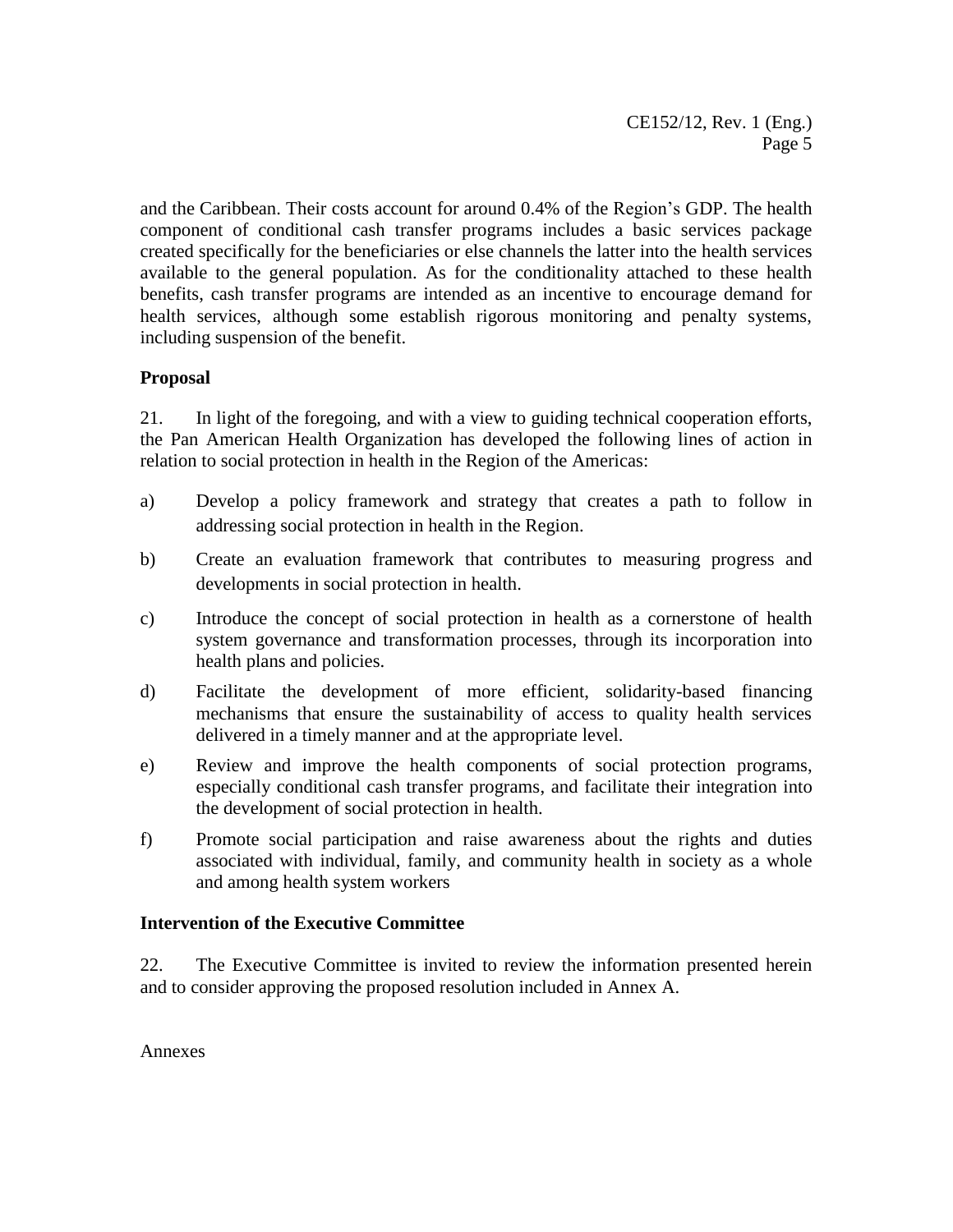and the Caribbean. Their costs account for around 0.4% of the Region's GDP. The health component of conditional cash transfer programs includes a basic services package created specifically for the beneficiaries or else channels the latter into the health services available to the general population. As for the conditionality attached to these health benefits, cash transfer programs are intended as an incentive to encourage demand for health services, although some establish rigorous monitoring and penalty systems, including suspension of the benefit.

**Proposal**

21. In light of the foregoing, and with a view to guiding technical cooperation efforts, the Pan American Health Organization has developed the following lines of action in relation to social protection in health in the Region of the Americas:

a) Develop a policy framework and strategy that creates a path to follow in addressing social protection in health in the Region.

b) Create an evaluation framework that contributes to measuring progress and developments in social protection in health.

c) Introduce the concept of social protection in health as a cornerstone of health system governance and transformation processes, through its incorporation into health plans and policies.

d) Facilitate the development of more efficient, solidarity-based financing mechanisms that ensure the sustainability of access to quality health services delivered in a timely manner and at the appropriate level.

e) Review and improve the health components of social protection programs, especially conditional cash transfer programs, and facilitate their integration into the development of social protection in health.

f) Promote social participation and raise awareness about the rights and duties associated with individual, family, and community health in society as a whole and among health system workers

**Intervention of the Executive Committee**

22. The Executive Committee is invited to review the information presented herein and to consider approving the proposed resolution included in Annex A.

Annexes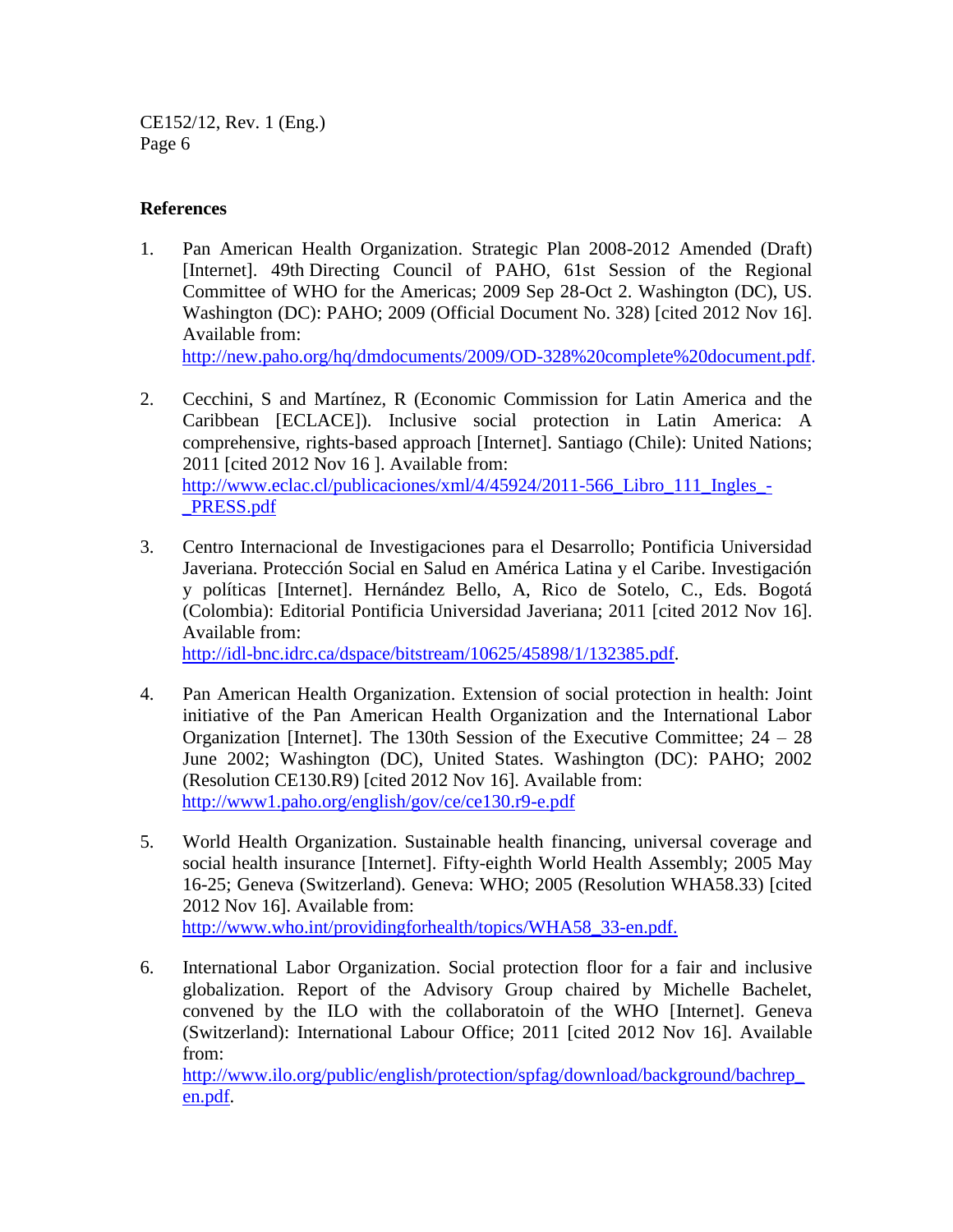## References

1. Pan American Health Organization. Strategic Plan 2008-2012 Amended (Draft) [Internet]. 49th Directing Council of PAHO, 61st Session of the Regional Committee of WHO for the Americas; 2009 Sep 28-Oct 2. Washington (DC), US. Washington (DC): PAHO; 2009 (Official Document No. 328) [cited 2012 Nov 16]. Available from: http://new.paho.org/hq/dmdocuments/2009/OD-328%20complete%20document.pdf.

2. Cecchini, S and Martínez, R (Economic Commission for Latin America and the Caribbean [ECLACE]). Inclusive social protection in Latin America: A comprehensive, rights-based approach [Internet]. Santiago (Chile): United Nations; 2011 [cited 2012 Nov 16 ]. Available from: http://www.eclac.cl/publicaciones/xml/4/45924/2011-566_Libro_111_Ingles_-_PRESS.pdf

3. Centro Internacional de Investigaciones para el Desarrollo; Pontificia Universidad Javeriana. Protección Social en Salud en América Latina y el Caribe. Investigación y políticas [Internet]. Hernández Bello, A, Rico de Sotelo, C., Eds. Bogotá (Colombia): Editorial Pontificia Universidad Javeriana; 2011 [cited 2012 Nov 16]. Available from: http://idl-bnc.idrc.ca/dspace/bitstream/10625/45898/1/132385.pdf.

4. Pan American Health Organization. Extension of social protection in health: Joint initiative of the Pan American Health Organization and the International Labor Organization [Internet]. The 130th Session of the Executive Committee; 24 – 28 June 2002; Washington (DC), United States. Washington (DC): PAHO; 2002 (Resolution CE130.R9) [cited 2012 Nov 16]. Available from: http://www1.paho.org/english/gov/ce/ce130.r9-e.pdf

5. World Health Organization. Sustainable health financing, universal coverage and social health insurance [Internet]. Fifty-eighth World Health Assembly; 2005 May 16-25; Geneva (Switzerland). Geneva: WHO; 2005 (Resolution WHA58.33) [cited 2012 Nov 16]. Available from: http://www.who.int/providingforhealth/topics/WHA58_33-en.pdf.

6. International Labor Organization. Social protection floor for a fair and inclusive globalization. Report of the Advisory Group chaired by Michelle Bachelet, convened by the ILO with the collaboratoin of the WHO [Internet]. Geneva (Switzerland): International Labour Office; 2011 [cited 2012 Nov 16]. Available from: http://www.ilo.org/public/english/protection/spfag/download/background/bachrep_en.pdf.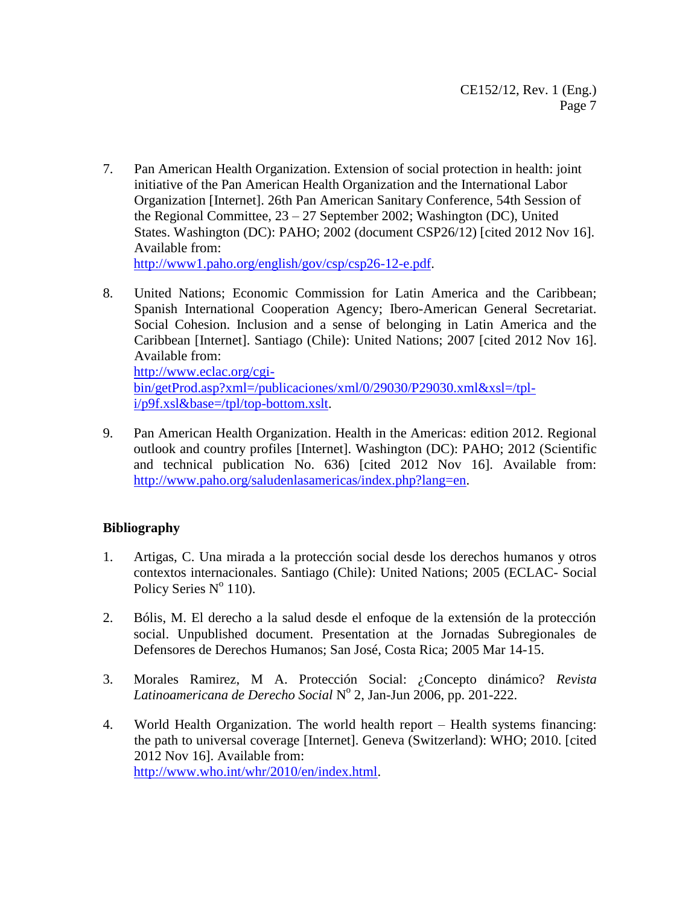7. Pan American Health Organization. Extension of social protection in health: joint initiative of the Pan American Health Organization and the International Labor Organization [Internet]. 26th Pan American Sanitary Conference, 54th Session of the Regional Committee, 23 – 27 September 2002; Washington (DC), United States. Washington (DC): PAHO; 2002 (document CSP26/12) [cited 2012 Nov 16]. Available from: http://www1.paho.org/english/gov/csp/csp26-12-e.pdf.

8. United Nations; Economic Commission for Latin America and the Caribbean; Spanish International Cooperation Agency; Ibero-American General Secretariat. Social Cohesion. Inclusion and a sense of belonging in Latin America and the Caribbean [Internet]. Santiago (Chile): United Nations; 2007 [cited 2012 Nov 16]. Available from: http://www.eclac.org/cgi-bin/getProd.asp?xml=/publicaciones/xml/0/29030/P29030.xml&xsl=/tpl-i/p9f.xsl&base=/tpl/top-bottom.xslt.

9. Pan American Health Organization. Health in the Americas: edition 2012. Regional outlook and country profiles [Internet]. Washington (DC): PAHO; 2012 (Scientific and technical publication No. 636) [cited 2012 Nov 16]. Available from: http://www.paho.org/saludenlasamericas/index.php?lang=en.

**Bibliography**

1. Artigas, C. Una mirada a la protección social desde los derechos humanos y otros contextos internacionales. Santiago (Chile): United Nations; 2005 (ECLAC- Social Policy Series N° 110).

2. Bólis, M. El derecho a la salud desde el enfoque de la extensión de la protección social. Unpublished document. Presentation at the Jornadas Subregionales de Defensores de Derechos Humanos; San José, Costa Rica; 2005 Mar 14-15.

3. Morales Ramirez, M A. Protección Social: ¿Concepto dinámico? *Revista Latinoamericana de Derecho Social* N° 2, Jan-Jun 2006, pp. 201-222.

4. World Health Organization. The world health report – Health systems financing: the path to universal coverage [Internet]. Geneva (Switzerland): WHO; 2010. [cited 2012 Nov 16]. Available from: http://www.who.int/whr/2010/en/index.html.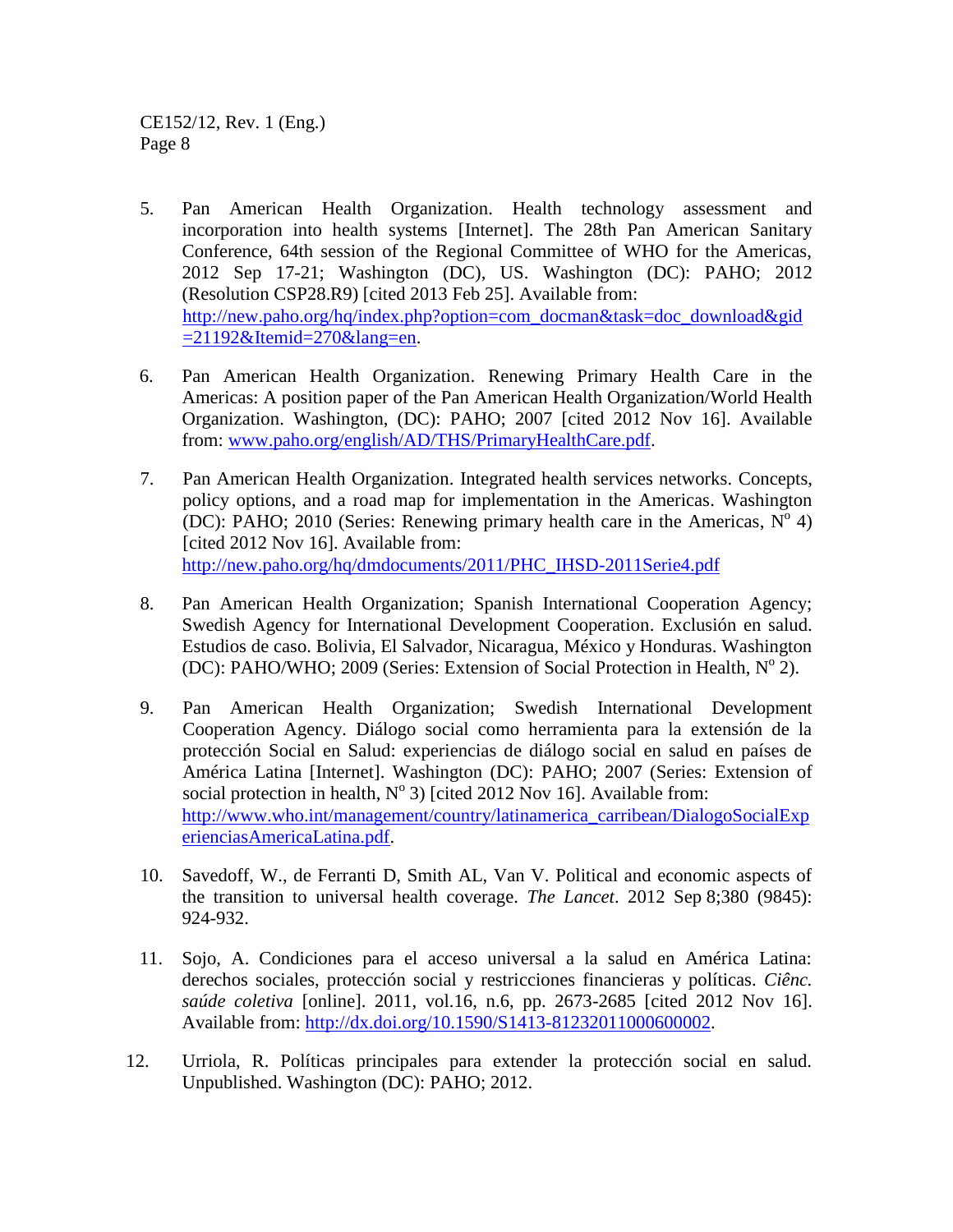5. Pan American Health Organization. Health technology assessment and incorporation into health systems [Internet]. The 28th Pan American Sanitary Conference, 64th session of the Regional Committee of WHO for the Americas, 2012 Sep 17-21; Washington (DC), US. Washington (DC): PAHO; 2012 (Resolution CSP28.R9) [cited 2013 Feb 25]. Available from: http://new.paho.org/hq/index.php?option=com_docman&task=doc_download&gid=21192&Itemid=270&lang=en.

6. Pan American Health Organization. Renewing Primary Health Care in the Americas: A position paper of the Pan American Health Organization/World Health Organization. Washington, (DC): PAHO; 2007 [cited 2012 Nov 16]. Available from: www.paho.org/english/AD/THS/PrimaryHealthCare.pdf.

7. Pan American Health Organization. Integrated health services networks. Concepts, policy options, and a road map for implementation in the Americas. Washington (DC): PAHO; 2010 (Series: Renewing primary health care in the Americas, Nº 4) [cited 2012 Nov 16]. Available from: http://new.paho.org/hq/dmdocuments/2011/PHC_IHSD-2011Serie4.pdf

8. Pan American Health Organization; Spanish International Cooperation Agency; Swedish Agency for International Development Cooperation. Exclusión en salud. Estudios de caso. Bolivia, El Salvador, Nicaragua, México y Honduras. Washington (DC): PAHO/WHO; 2009 (Series: Extension of Social Protection in Health, Nº 2).

9. Pan American Health Organization; Swedish International Development Cooperation Agency. Diálogo social como herramienta para la extensión de la protección Social en Salud: experiencias de diálogo social en salud en países de América Latina [Internet]. Washington (DC): PAHO; 2007 (Series: Extension of social protection in health, Nº 3) [cited 2012 Nov 16]. Available from: http://www.who.int/management/country/latinamerica_carribean/DialogoSocialExperienciasAmericaLatina.pdf.

10. Savedoff, W., de Ferranti D, Smith AL, Van V. Political and economic aspects of the transition to universal health coverage. *The Lancet*. 2012 Sep 8;380 (9845): 924-932.

11. Sojo, A. Condiciones para el acceso universal a la salud en América Latina: derechos sociales, protección social y restricciones financieras y políticas. *Ciênc. saúde coletiva* [online]. 2011, vol.16, n.6, pp. 2673-2685 [cited 2012 Nov 16]. Available from: http://dx.doi.org/10.1590/S1413-81232011000600002.

12. Urriola, R. Políticas principales para extender la protección social en salud. Unpublished. Washington (DC): PAHO; 2012.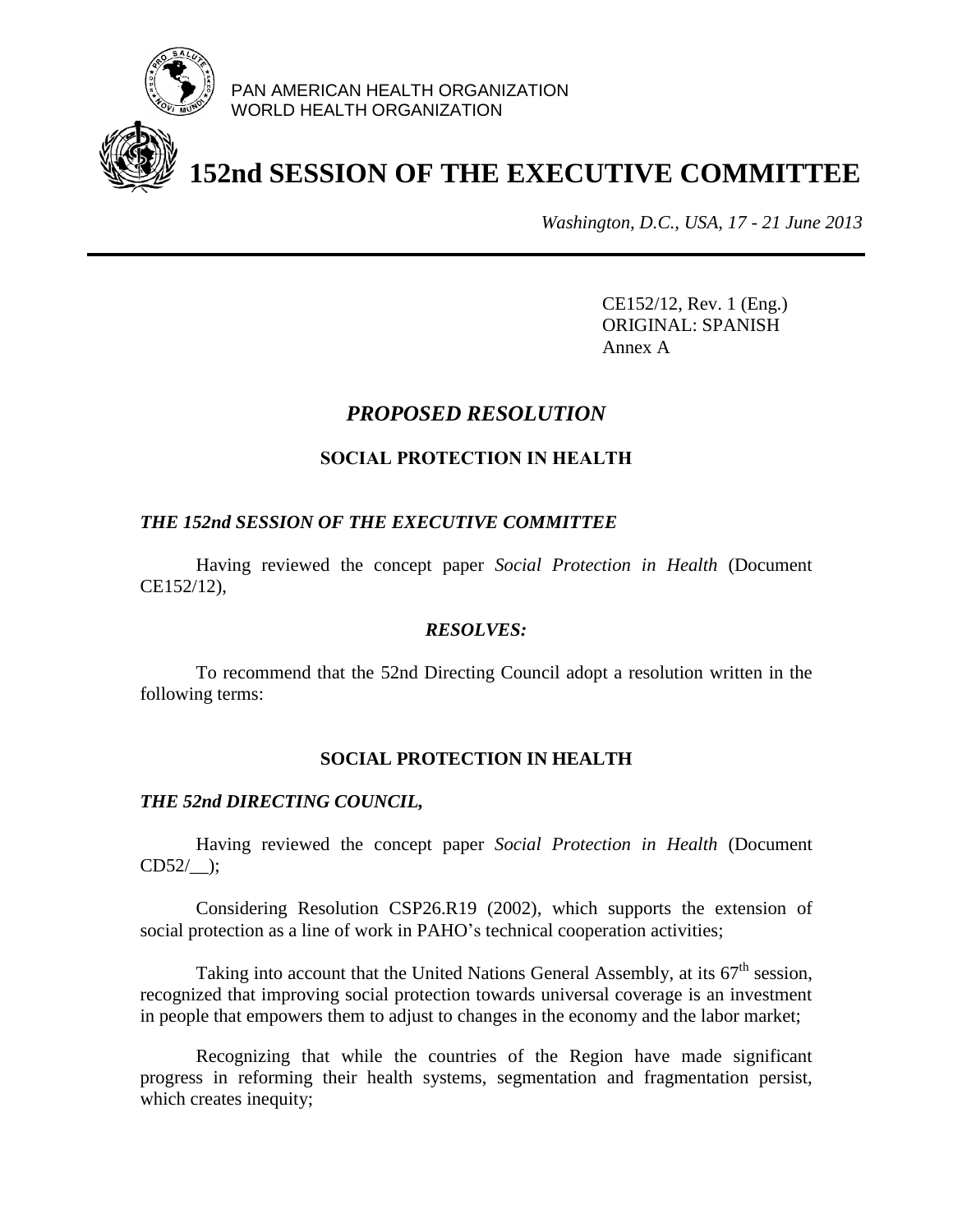PAN AMERICAN HEALTH ORGANIZATION
WORLD HEALTH ORGANIZATION

# 152nd SESSION OF THE EXECUTIVE COMMITTEE

*Washington, D.C., USA, 17 - 21 June 2013*

CE152/12, Rev. 1 (Eng.)
ORIGINAL: SPANISH
Annex A

## *PROPOSED RESOLUTION*

### SOCIAL PROTECTION IN HEALTH

***THE 152nd SESSION OF THE EXECUTIVE COMMITTEE***

Having reviewed the concept paper *Social Protection in Health* (Document CE152/12),

***RESOLVES:***

To recommend that the 52nd Directing Council adopt a resolution written in the following terms:

### SOCIAL PROTECTION IN HEALTH

***THE 52nd DIRECTING COUNCIL,***

Having reviewed the concept paper *Social Protection in Health* (Document CD52/__);

Considering Resolution CSP26.R19 (2002), which supports the extension of social protection as a line of work in PAHO's technical cooperation activities;

Taking into account that the United Nations General Assembly, at its 67th session, recognized that improving social protection towards universal coverage is an investment in people that empowers them to adjust to changes in the economy and the labor market;

Recognizing that while the countries of the Region have made significant progress in reforming their health systems, segmentation and fragmentation persist, which creates inequity;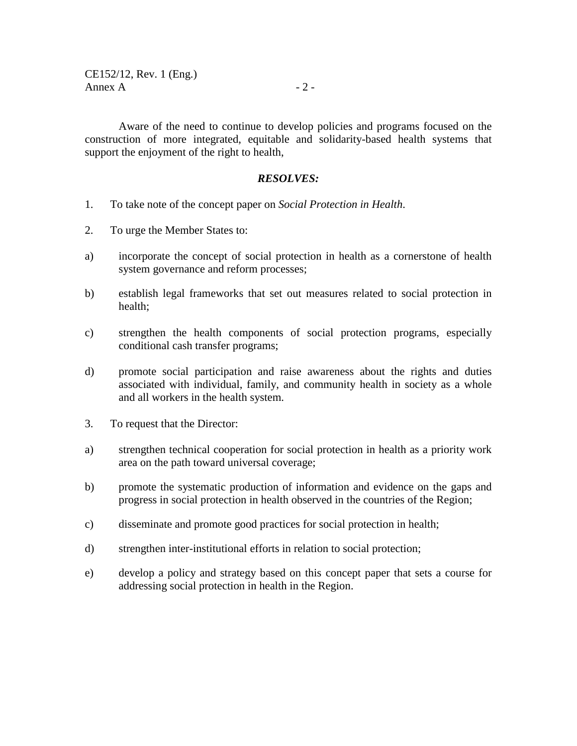Aware of the need to continue to develop policies and programs focused on the construction of more integrated, equitable and solidarity-based health systems that support the enjoyment of the right to health,

***RESOLVES:***

1. To take note of the concept paper on *Social Protection in Health*.

2. To urge the Member States to:

a) incorporate the concept of social protection in health as a cornerstone of health system governance and reform processes;

b) establish legal frameworks that set out measures related to social protection in health;

c) strengthen the health components of social protection programs, especially conditional cash transfer programs;

d) promote social participation and raise awareness about the rights and duties associated with individual, family, and community health in society as a whole and all workers in the health system.

3. To request that the Director:

a) strengthen technical cooperation for social protection in health as a priority work area on the path toward universal coverage;

b) promote the systematic production of information and evidence on the gaps and progress in social protection in health observed in the countries of the Region;

c) disseminate and promote good practices for social protection in health;

d) strengthen inter-institutional efforts in relation to social protection;

e) develop a policy and strategy based on this concept paper that sets a course for addressing social protection in health in the Region.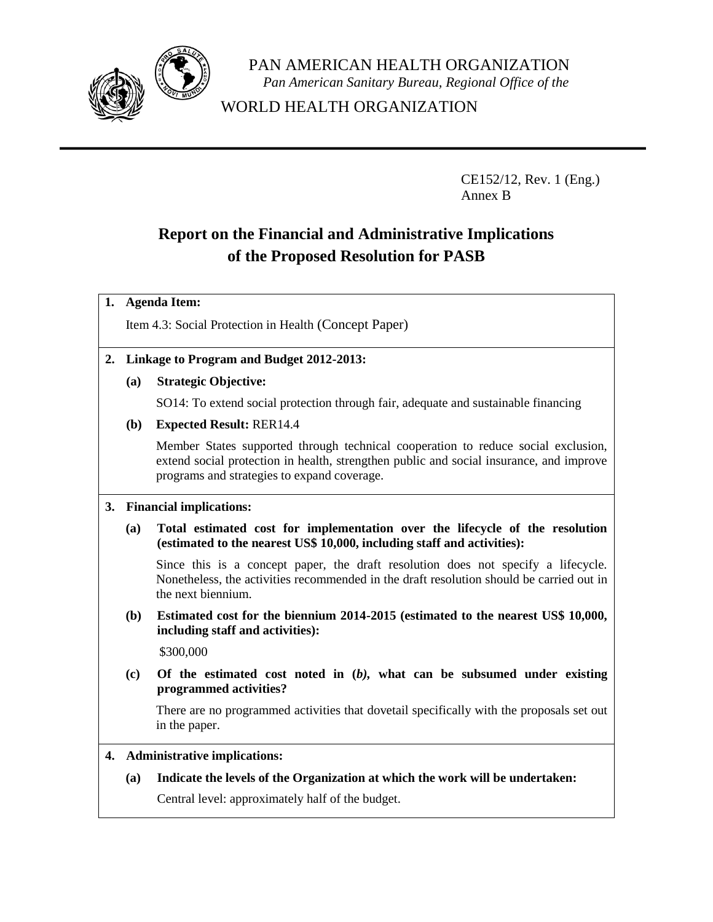PAN AMERICAN HEALTH ORGANIZATION
*Pan American Sanitary Bureau, Regional Office of the*
WORLD HEALTH ORGANIZATION

CE152/12, Rev. 1 (Eng.)
Annex B

# Report on the Financial and Administrative Implications of the Proposed Resolution for PASB

**1. Agenda Item:**

Item 4.3: Social Protection in Health (Concept Paper)

**2. Linkage to Program and Budget 2012-2013:**

**(a) Strategic Objective:**

SO14: To extend social protection through fair, adequate and sustainable financing

**(b) Expected Result:** RER14.4

Member States supported through technical cooperation to reduce social exclusion, extend social protection in health, strengthen public and social insurance, and improve programs and strategies to expand coverage.

**3. Financial implications:**

**(a) Total estimated cost for implementation over the lifecycle of the resolution (estimated to the nearest US$ 10,000, including staff and activities):**

Since this is a concept paper, the draft resolution does not specify a lifecycle. Nonetheless, the activities recommended in the draft resolution should be carried out in the next biennium.

**(b) Estimated cost for the biennium 2014-2015 (estimated to the nearest US$ 10,000, including staff and activities):**

$300,000

**(c) Of the estimated cost noted in (*b*), what can be subsumed under existing programmed activities?**

There are no programmed activities that dovetail specifically with the proposals set out in the paper.

**4. Administrative implications:**

**(a) Indicate the levels of the Organization at which the work will be undertaken:**

Central level: approximately half of the budget.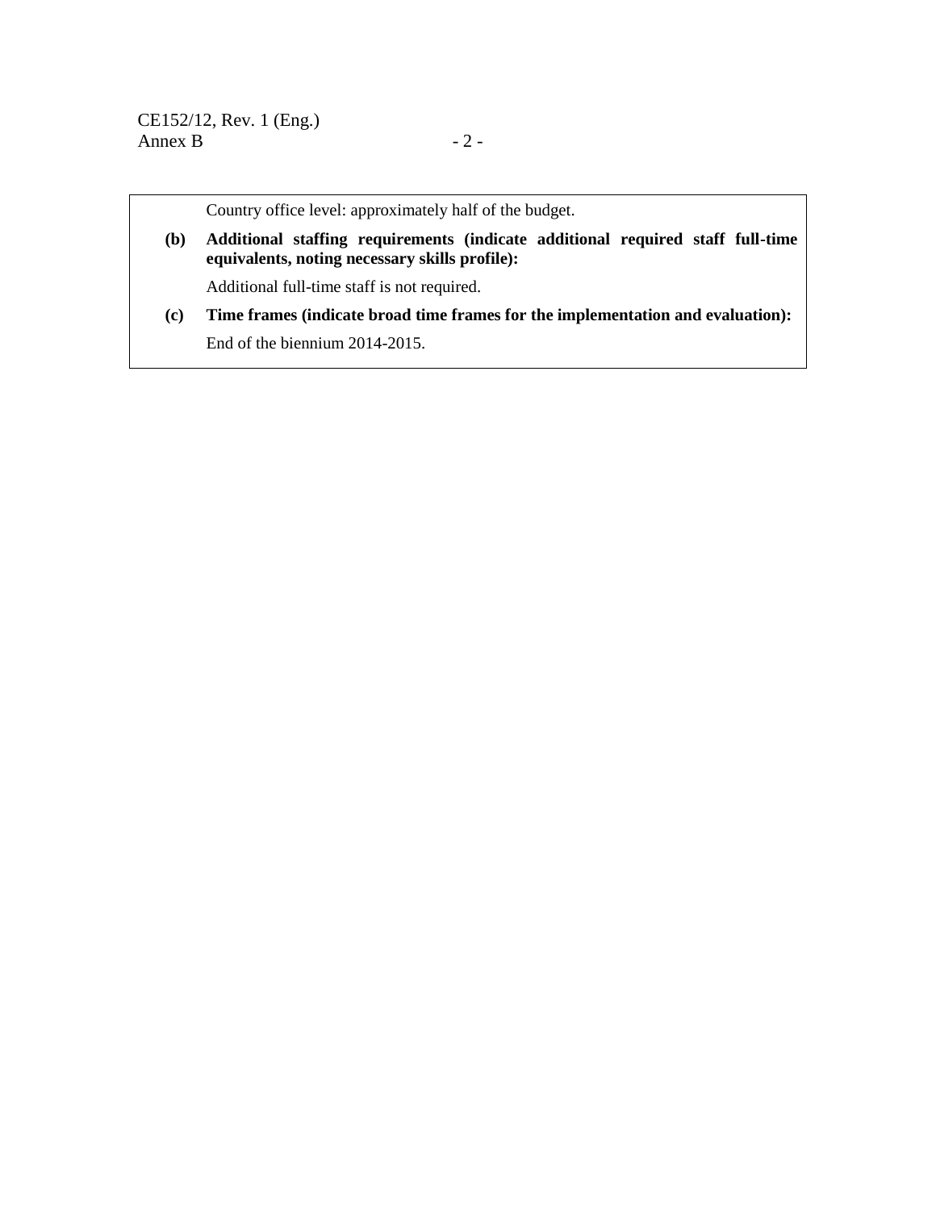Country office level: approximately half of the budget.

**(b) Additional staffing requirements (indicate additional required staff full-time equivalents, noting necessary skills profile):**

Additional full-time staff is not required.

**(c) Time frames (indicate broad time frames for the implementation and evaluation):**

End of the biennium 2014-2015.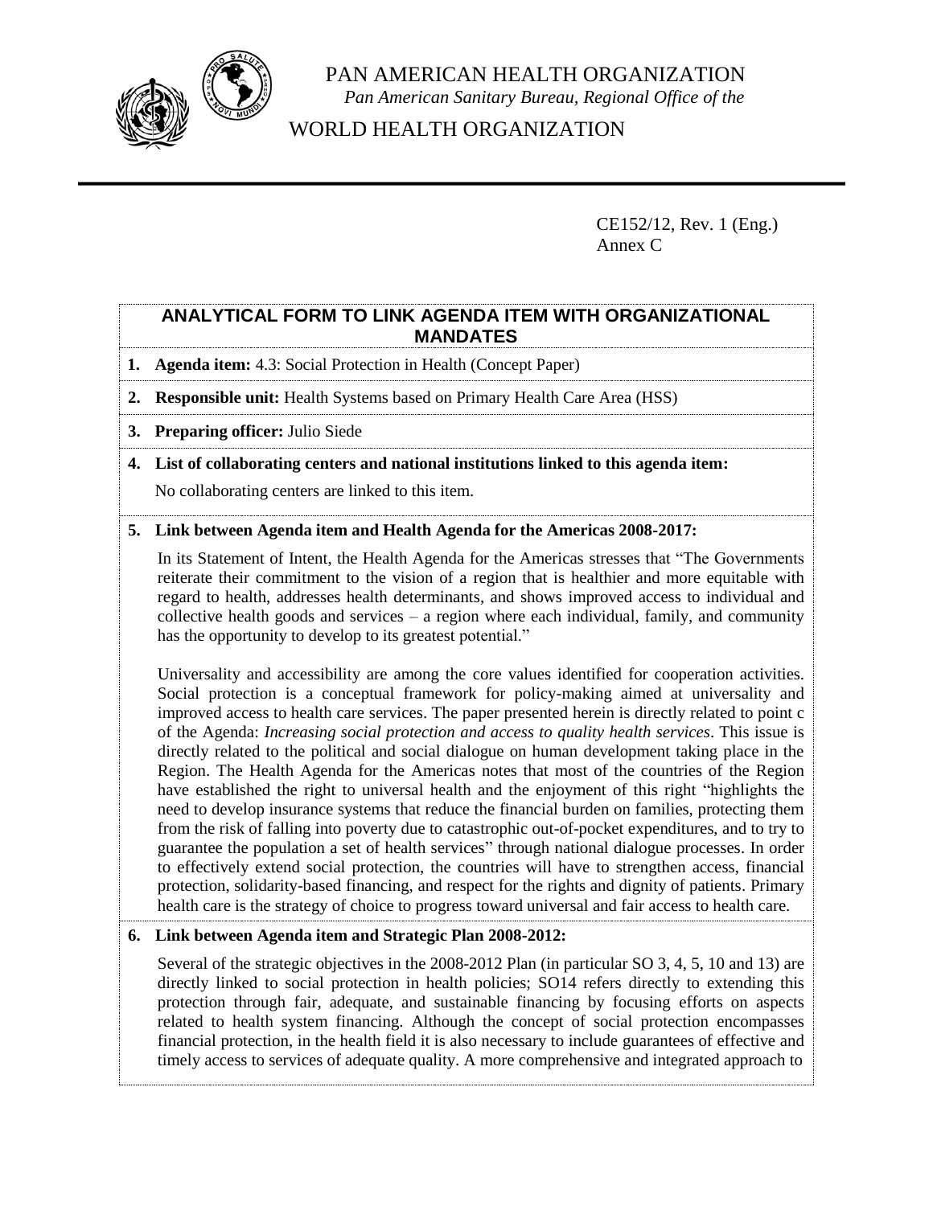PAN AMERICAN HEALTH ORGANIZATION
*Pan American Sanitary Bureau, Regional Office of the*

WORLD HEALTH ORGANIZATION

CE152/12, Rev. 1 (Eng.)
Annex C

## ANALYTICAL FORM TO LINK AGENDA ITEM WITH ORGANIZATIONAL MANDATES

**1. Agenda item:** 4.3: Social Protection in Health (Concept Paper)

**2. Responsible unit:** Health Systems based on Primary Health Care Area (HSS)

**3. Preparing officer:** Julio Siede

**4. List of collaborating centers and national institutions linked to this agenda item:**

No collaborating centers are linked to this item.

**5. Link between Agenda item and Health Agenda for the Americas 2008-2017:**

In its Statement of Intent, the Health Agenda for the Americas stresses that "The Governments reiterate their commitment to the vision of a region that is healthier and more equitable with regard to health, addresses health determinants, and shows improved access to individual and collective health goods and services – a region where each individual, family, and community has the opportunity to develop to its greatest potential."

Universality and accessibility are among the core values identified for cooperation activities. Social protection is a conceptual framework for policy-making aimed at universality and improved access to health care services. The paper presented herein is directly related to point c of the Agenda: *Increasing social protection and access to quality health services*. This issue is directly related to the political and social dialogue on human development taking place in the Region. The Health Agenda for the Americas notes that most of the countries of the Region have established the right to universal health and the enjoyment of this right "highlights the need to develop insurance systems that reduce the financial burden on families, protecting them from the risk of falling into poverty due to catastrophic out-of-pocket expenditures, and to try to guarantee the population a set of health services" through national dialogue processes. In order to effectively extend social protection, the countries will have to strengthen access, financial protection, solidarity-based financing, and respect for the rights and dignity of patients. Primary health care is the strategy of choice to progress toward universal and fair access to health care.

**6. Link between Agenda item and Strategic Plan 2008-2012:**

Several of the strategic objectives in the 2008-2012 Plan (in particular SO 3, 4, 5, 10 and 13) are directly linked to social protection in health policies; SO14 refers directly to extending this protection through fair, adequate, and sustainable financing by focusing efforts on aspects related to health system financing. Although the concept of social protection encompasses financial protection, in the health field it is also necessary to include guarantees of effective and timely access to services of adequate quality. A more comprehensive and integrated approach to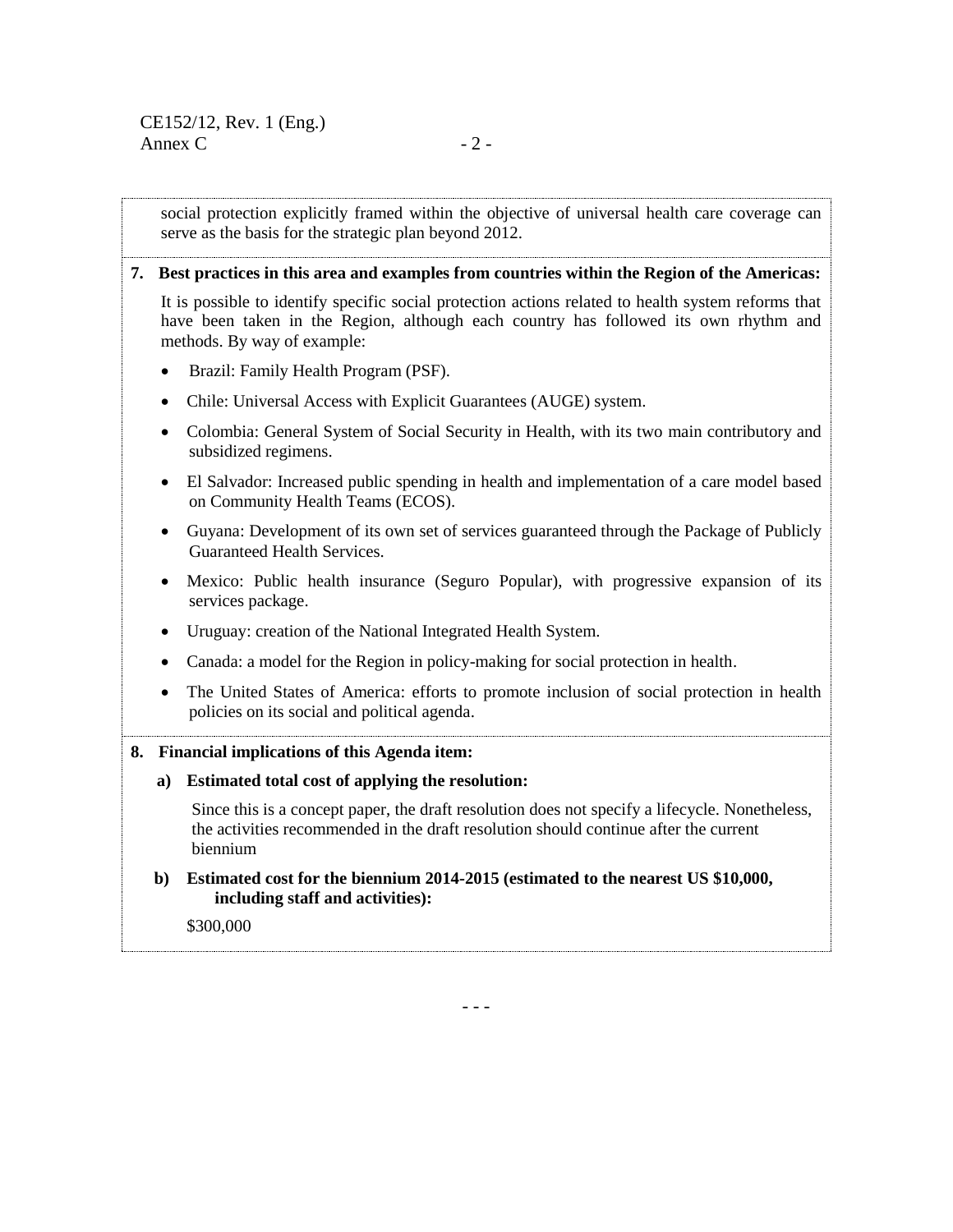social protection explicitly framed within the objective of universal health care coverage can serve as the basis for the strategic plan beyond 2012.

**7. Best practices in this area and examples from countries within the Region of the Americas:**

It is possible to identify specific social protection actions related to health system reforms that have been taken in the Region, although each country has followed its own rhythm and methods. By way of example:

- Brazil: Family Health Program (PSF).
- Chile: Universal Access with Explicit Guarantees (AUGE) system.
- Colombia: General System of Social Security in Health, with its two main contributory and subsidized regimens.
- El Salvador: Increased public spending in health and implementation of a care model based on Community Health Teams (ECOS).
- Guyana: Development of its own set of services guaranteed through the Package of Publicly Guaranteed Health Services.
- Mexico: Public health insurance (Seguro Popular), with progressive expansion of its services package.
- Uruguay: creation of the National Integrated Health System.
- Canada: a model for the Region in policy-making for social protection in health.
- The United States of America: efforts to promote inclusion of social protection in health policies on its social and political agenda.

**8. Financial implications of this Agenda item:**

**a) Estimated total cost of applying the resolution:**

Since this is a concept paper, the draft resolution does not specify a lifecycle. Nonetheless, the activities recommended in the draft resolution should continue after the current biennium

**b) Estimated cost for the biennium 2014-2015 (estimated to the nearest US $10,000, including staff and activities):**

$300,000

- - -